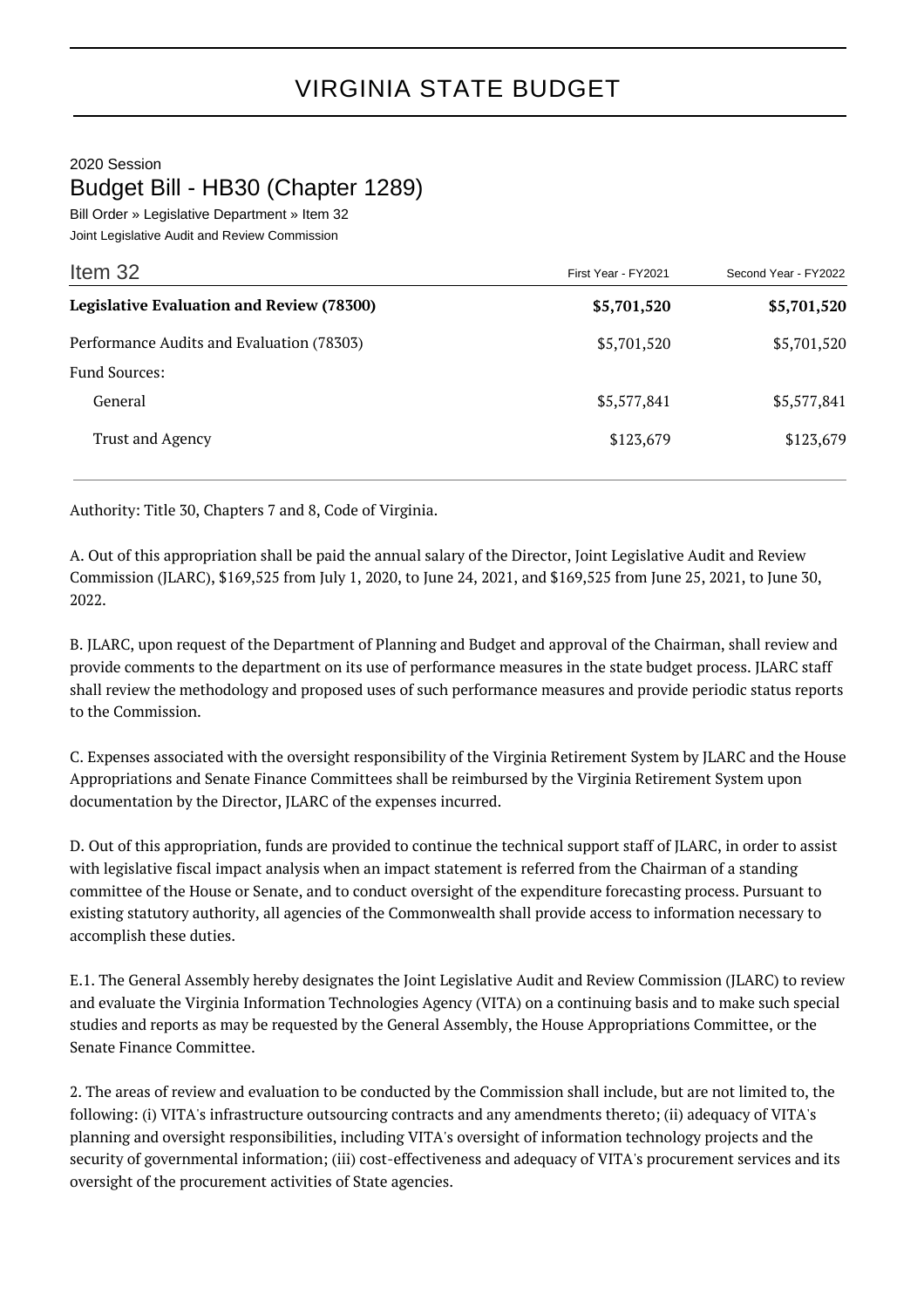# VIRGINIA STATE BUDGET

2020 Session

## Budget Bill - HB30 (Chapter 1289)

Bill Order » Legislative Department » Item 32

Joint Legislative Audit and Review Commission

| Item 32 | First Year - FY2021 | Second Year - FY2022 |
|---|---|---|
| **Legislative Evaluation and Review (78300)** | **$5,701,520** | **$5,701,520** |
| Performance Audits and Evaluation (78303) | $5,701,520 | $5,701,520 |
| Fund Sources: | | |
| General | $5,577,841 | $5,577,841 |
| Trust and Agency | $123,679 | $123,679 |

Authority: Title 30, Chapters 7 and 8, Code of Virginia.

A. Out of this appropriation shall be paid the annual salary of the Director, Joint Legislative Audit and Review Commission (JLARC), $169,525 from July 1, 2020, to June 24, 2021, and $169,525 from June 25, 2021, to June 30, 2022.

B. JLARC, upon request of the Department of Planning and Budget and approval of the Chairman, shall review and provide comments to the department on its use of performance measures in the state budget process. JLARC staff shall review the methodology and proposed uses of such performance measures and provide periodic status reports to the Commission.

C. Expenses associated with the oversight responsibility of the Virginia Retirement System by JLARC and the House Appropriations and Senate Finance Committees shall be reimbursed by the Virginia Retirement System upon documentation by the Director, JLARC of the expenses incurred.

D. Out of this appropriation, funds are provided to continue the technical support staff of JLARC, in order to assist with legislative fiscal impact analysis when an impact statement is referred from the Chairman of a standing committee of the House or Senate, and to conduct oversight of the expenditure forecasting process. Pursuant to existing statutory authority, all agencies of the Commonwealth shall provide access to information necessary to accomplish these duties.

E.1. The General Assembly hereby designates the Joint Legislative Audit and Review Commission (JLARC) to review and evaluate the Virginia Information Technologies Agency (VITA) on a continuing basis and to make such special studies and reports as may be requested by the General Assembly, the House Appropriations Committee, or the Senate Finance Committee.

2. The areas of review and evaluation to be conducted by the Commission shall include, but are not limited to, the following: (i) VITA's infrastructure outsourcing contracts and any amendments thereto; (ii) adequacy of VITA's planning and oversight responsibilities, including VITA's oversight of information technology projects and the security of governmental information; (iii) cost-effectiveness and adequacy of VITA's procurement services and its oversight of the procurement activities of State agencies.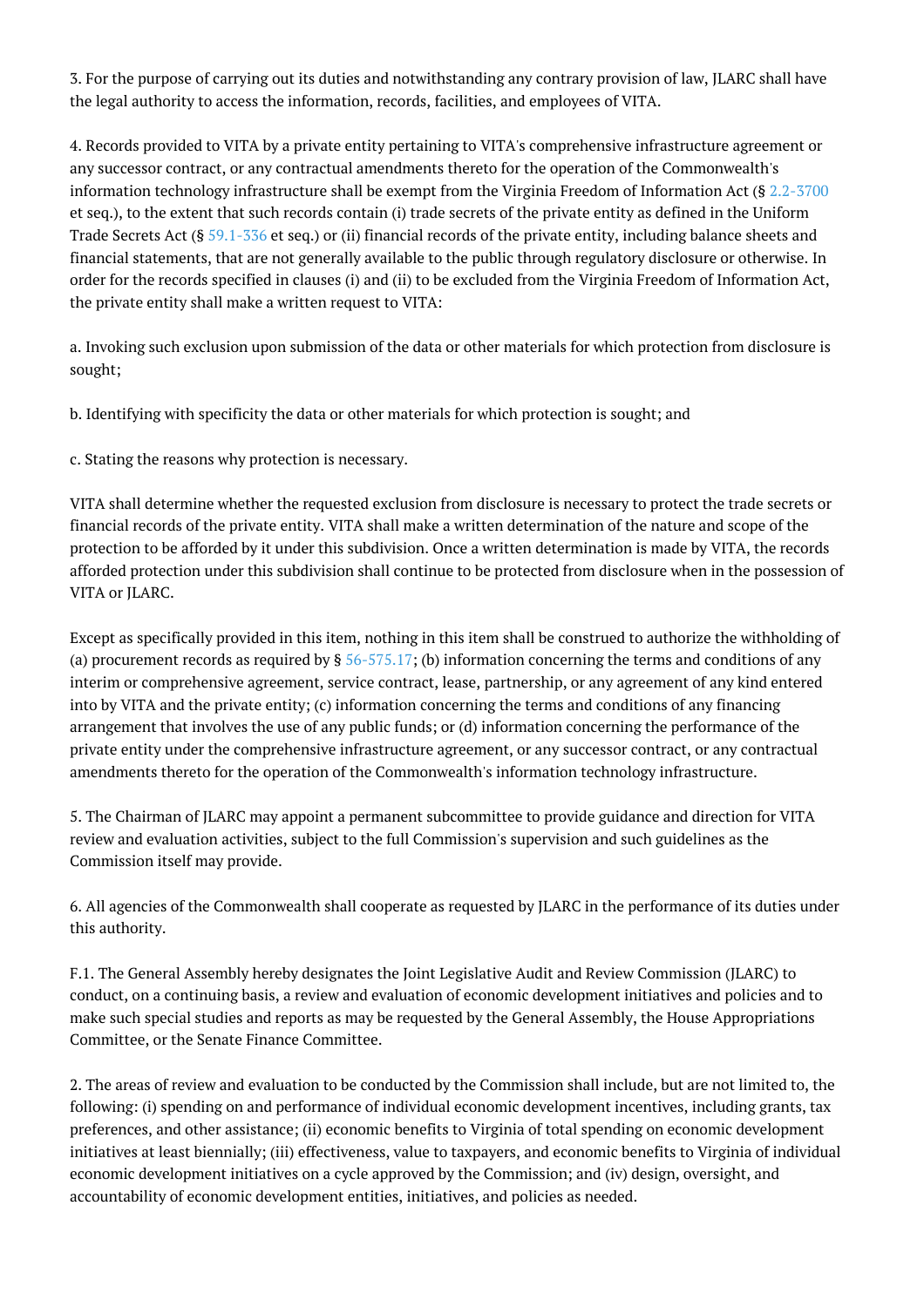3. For the purpose of carrying out its duties and notwithstanding any contrary provision of law, JLARC shall have the legal authority to access the information, records, facilities, and employees of VITA.

4. Records provided to VITA by a private entity pertaining to VITA's comprehensive infrastructure agreement or any successor contract, or any contractual amendments thereto for the operation of the Commonwealth's information technology infrastructure shall be exempt from the Virginia Freedom of Information Act (§ 2.2-3700 et seq.), to the extent that such records contain (i) trade secrets of the private entity as defined in the Uniform Trade Secrets Act (§ 59.1-336 et seq.) or (ii) financial records of the private entity, including balance sheets and financial statements, that are not generally available to the public through regulatory disclosure or otherwise. In order for the records specified in clauses (i) and (ii) to be excluded from the Virginia Freedom of Information Act, the private entity shall make a written request to VITA:

a. Invoking such exclusion upon submission of the data or other materials for which protection from disclosure is sought;

b. Identifying with specificity the data or other materials for which protection is sought; and

c. Stating the reasons why protection is necessary.

VITA shall determine whether the requested exclusion from disclosure is necessary to protect the trade secrets or financial records of the private entity. VITA shall make a written determination of the nature and scope of the protection to be afforded by it under this subdivision. Once a written determination is made by VITA, the records afforded protection under this subdivision shall continue to be protected from disclosure when in the possession of VITA or JLARC.

Except as specifically provided in this item, nothing in this item shall be construed to authorize the withholding of (a) procurement records as required by § 56-575.17; (b) information concerning the terms and conditions of any interim or comprehensive agreement, service contract, lease, partnership, or any agreement of any kind entered into by VITA and the private entity; (c) information concerning the terms and conditions of any financing arrangement that involves the use of any public funds; or (d) information concerning the performance of the private entity under the comprehensive infrastructure agreement, or any successor contract, or any contractual amendments thereto for the operation of the Commonwealth's information technology infrastructure.

5. The Chairman of JLARC may appoint a permanent subcommittee to provide guidance and direction for VITA review and evaluation activities, subject to the full Commission's supervision and such guidelines as the Commission itself may provide.

6. All agencies of the Commonwealth shall cooperate as requested by JLARC in the performance of its duties under this authority.

F.1. The General Assembly hereby designates the Joint Legislative Audit and Review Commission (JLARC) to conduct, on a continuing basis, a review and evaluation of economic development initiatives and policies and to make such special studies and reports as may be requested by the General Assembly, the House Appropriations Committee, or the Senate Finance Committee.

2. The areas of review and evaluation to be conducted by the Commission shall include, but are not limited to, the following: (i) spending on and performance of individual economic development incentives, including grants, tax preferences, and other assistance; (ii) economic benefits to Virginia of total spending on economic development initiatives at least biennially; (iii) effectiveness, value to taxpayers, and economic benefits to Virginia of individual economic development initiatives on a cycle approved by the Commission; and (iv) design, oversight, and accountability of economic development entities, initiatives, and policies as needed.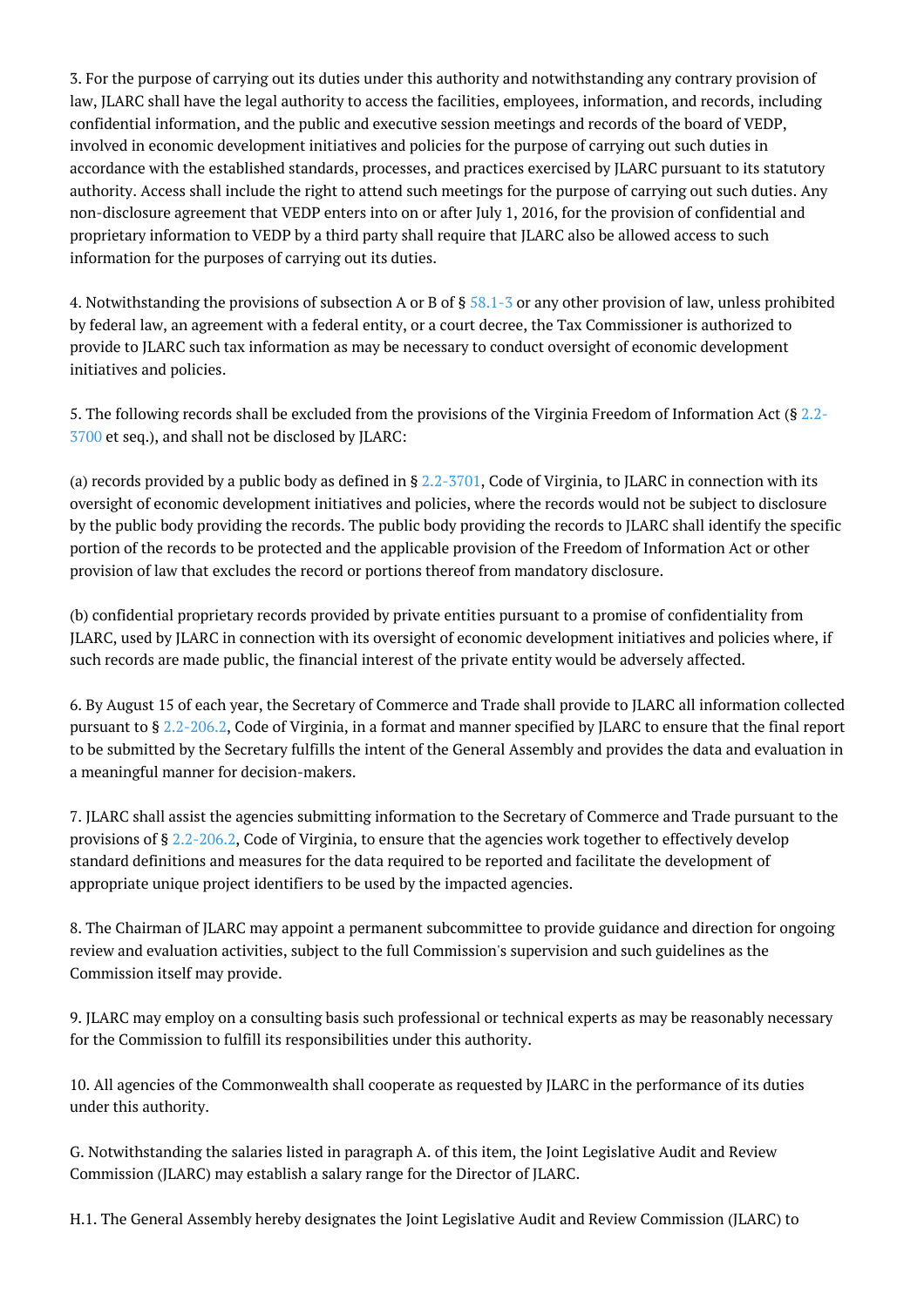3. For the purpose of carrying out its duties under this authority and notwithstanding any contrary provision of law, JLARC shall have the legal authority to access the facilities, employees, information, and records, including confidential information, and the public and executive session meetings and records of the board of VEDP, involved in economic development initiatives and policies for the purpose of carrying out such duties in accordance with the established standards, processes, and practices exercised by JLARC pursuant to its statutory authority. Access shall include the right to attend such meetings for the purpose of carrying out such duties. Any non-disclosure agreement that VEDP enters into on or after July 1, 2016, for the provision of confidential and proprietary information to VEDP by a third party shall require that JLARC also be allowed access to such information for the purposes of carrying out its duties.

4. Notwithstanding the provisions of subsection A or B of § 58.1-3 or any other provision of law, unless prohibited by federal law, an agreement with a federal entity, or a court decree, the Tax Commissioner is authorized to provide to JLARC such tax information as may be necessary to conduct oversight of economic development initiatives and policies.

5. The following records shall be excluded from the provisions of the Virginia Freedom of Information Act (§ 2.2-3700 et seq.), and shall not be disclosed by JLARC:

(a) records provided by a public body as defined in § 2.2-3701, Code of Virginia, to JLARC in connection with its oversight of economic development initiatives and policies, where the records would not be subject to disclosure by the public body providing the records. The public body providing the records to JLARC shall identify the specific portion of the records to be protected and the applicable provision of the Freedom of Information Act or other provision of law that excludes the record or portions thereof from mandatory disclosure.

(b) confidential proprietary records provided by private entities pursuant to a promise of confidentiality from JLARC, used by JLARC in connection with its oversight of economic development initiatives and policies where, if such records are made public, the financial interest of the private entity would be adversely affected.

6. By August 15 of each year, the Secretary of Commerce and Trade shall provide to JLARC all information collected pursuant to § 2.2-206.2, Code of Virginia, in a format and manner specified by JLARC to ensure that the final report to be submitted by the Secretary fulfills the intent of the General Assembly and provides the data and evaluation in a meaningful manner for decision-makers.

7. JLARC shall assist the agencies submitting information to the Secretary of Commerce and Trade pursuant to the provisions of § 2.2-206.2, Code of Virginia, to ensure that the agencies work together to effectively develop standard definitions and measures for the data required to be reported and facilitate the development of appropriate unique project identifiers to be used by the impacted agencies.

8. The Chairman of JLARC may appoint a permanent subcommittee to provide guidance and direction for ongoing review and evaluation activities, subject to the full Commission's supervision and such guidelines as the Commission itself may provide.

9. JLARC may employ on a consulting basis such professional or technical experts as may be reasonably necessary for the Commission to fulfill its responsibilities under this authority.

10. All agencies of the Commonwealth shall cooperate as requested by JLARC in the performance of its duties under this authority.

G. Notwithstanding the salaries listed in paragraph A. of this item, the Joint Legislative Audit and Review Commission (JLARC) may establish a salary range for the Director of JLARC.

H.1. The General Assembly hereby designates the Joint Legislative Audit and Review Commission (JLARC) to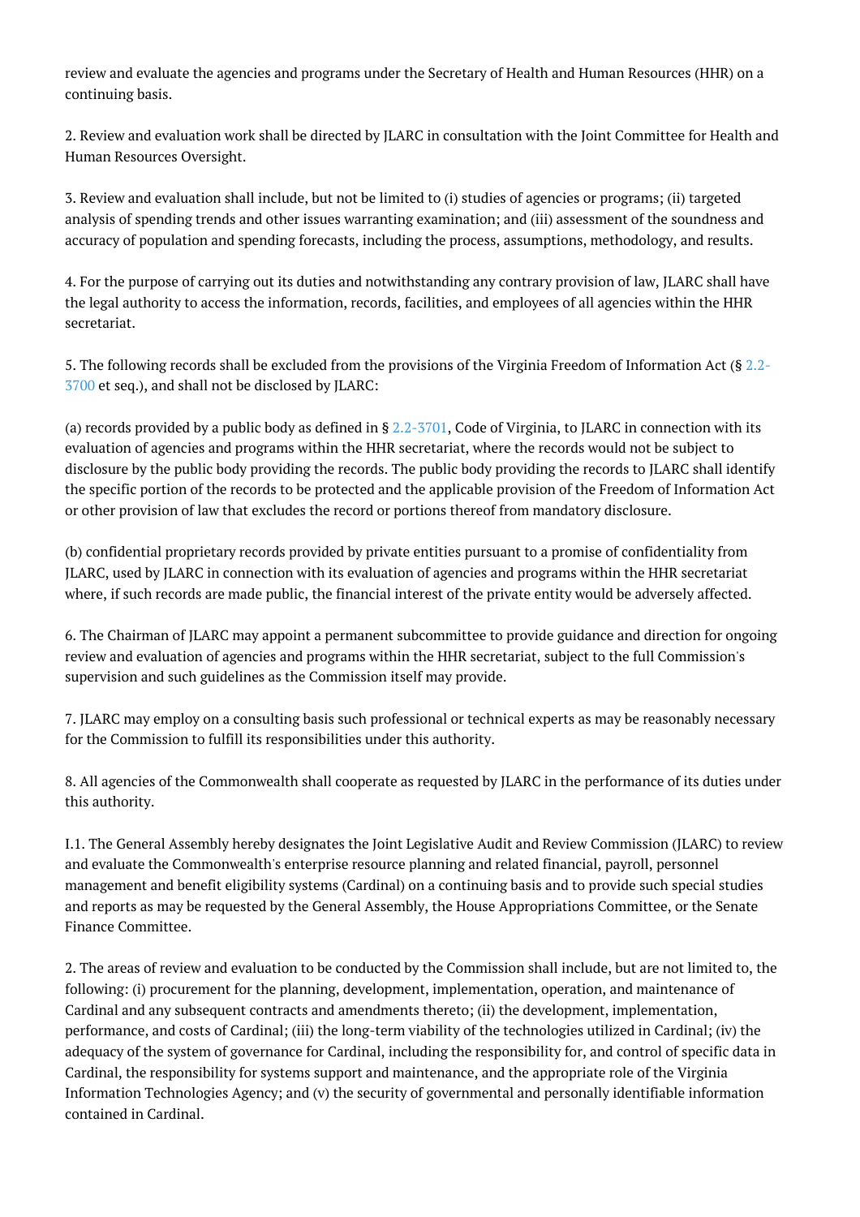review and evaluate the agencies and programs under the Secretary of Health and Human Resources (HHR) on a continuing basis.

2. Review and evaluation work shall be directed by JLARC in consultation with the Joint Committee for Health and Human Resources Oversight.

3. Review and evaluation shall include, but not be limited to (i) studies of agencies or programs; (ii) targeted analysis of spending trends and other issues warranting examination; and (iii) assessment of the soundness and accuracy of population and spending forecasts, including the process, assumptions, methodology, and results.

4. For the purpose of carrying out its duties and notwithstanding any contrary provision of law, JLARC shall have the legal authority to access the information, records, facilities, and employees of all agencies within the HHR secretariat.

5. The following records shall be excluded from the provisions of the Virginia Freedom of Information Act (§ 2.2-3700 et seq.), and shall not be disclosed by JLARC:

(a) records provided by a public body as defined in § 2.2-3701, Code of Virginia, to JLARC in connection with its evaluation of agencies and programs within the HHR secretariat, where the records would not be subject to disclosure by the public body providing the records. The public body providing the records to JLARC shall identify the specific portion of the records to be protected and the applicable provision of the Freedom of Information Act or other provision of law that excludes the record or portions thereof from mandatory disclosure.

(b) confidential proprietary records provided by private entities pursuant to a promise of confidentiality from JLARC, used by JLARC in connection with its evaluation of agencies and programs within the HHR secretariat where, if such records are made public, the financial interest of the private entity would be adversely affected.

6. The Chairman of JLARC may appoint a permanent subcommittee to provide guidance and direction for ongoing review and evaluation of agencies and programs within the HHR secretariat, subject to the full Commission's supervision and such guidelines as the Commission itself may provide.

7. JLARC may employ on a consulting basis such professional or technical experts as may be reasonably necessary for the Commission to fulfill its responsibilities under this authority.

8. All agencies of the Commonwealth shall cooperate as requested by JLARC in the performance of its duties under this authority.

I.1. The General Assembly hereby designates the Joint Legislative Audit and Review Commission (JLARC) to review and evaluate the Commonwealth's enterprise resource planning and related financial, payroll, personnel management and benefit eligibility systems (Cardinal) on a continuing basis and to provide such special studies and reports as may be requested by the General Assembly, the House Appropriations Committee, or the Senate Finance Committee.

2. The areas of review and evaluation to be conducted by the Commission shall include, but are not limited to, the following: (i) procurement for the planning, development, implementation, operation, and maintenance of Cardinal and any subsequent contracts and amendments thereto; (ii) the development, implementation, performance, and costs of Cardinal; (iii) the long-term viability of the technologies utilized in Cardinal; (iv) the adequacy of the system of governance for Cardinal, including the responsibility for, and control of specific data in Cardinal, the responsibility for systems support and maintenance, and the appropriate role of the Virginia Information Technologies Agency; and (v) the security of governmental and personally identifiable information contained in Cardinal.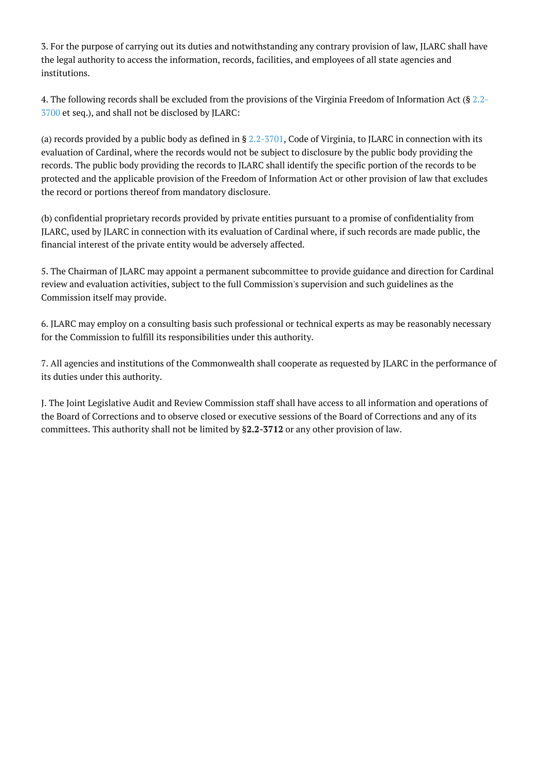3. For the purpose of carrying out its duties and notwithstanding any contrary provision of law, JLARC shall have the legal authority to access the information, records, facilities, and employees of all state agencies and institutions.

4. The following records shall be excluded from the provisions of the Virginia Freedom of Information Act (§ 2.2-3700 et seq.), and shall not be disclosed by JLARC:

(a) records provided by a public body as defined in § 2.2-3701, Code of Virginia, to JLARC in connection with its evaluation of Cardinal, where the records would not be subject to disclosure by the public body providing the records. The public body providing the records to JLARC shall identify the specific portion of the records to be protected and the applicable provision of the Freedom of Information Act or other provision of law that excludes the record or portions thereof from mandatory disclosure.

(b) confidential proprietary records provided by private entities pursuant to a promise of confidentiality from JLARC, used by JLARC in connection with its evaluation of Cardinal where, if such records are made public, the financial interest of the private entity would be adversely affected.

5. The Chairman of JLARC may appoint a permanent subcommittee to provide guidance and direction for Cardinal review and evaluation activities, subject to the full Commission's supervision and such guidelines as the Commission itself may provide.

6. JLARC may employ on a consulting basis such professional or technical experts as may be reasonably necessary for the Commission to fulfill its responsibilities under this authority.

7. All agencies and institutions of the Commonwealth shall cooperate as requested by JLARC in the performance of its duties under this authority.

J. The Joint Legislative Audit and Review Commission staff shall have access to all information and operations of the Board of Corrections and to observe closed or executive sessions of the Board of Corrections and any of its committees. This authority shall not be limited by §**2.2-3712** or any other provision of law.